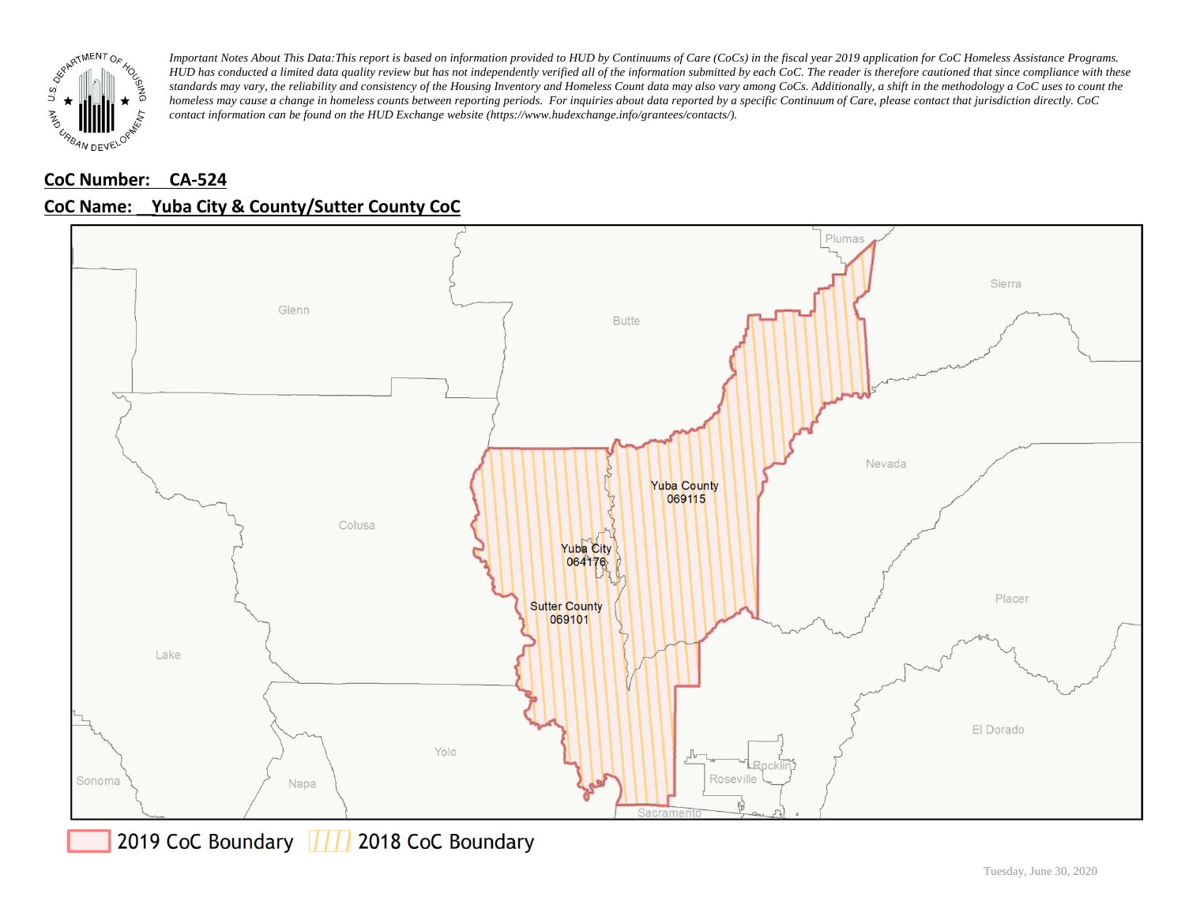*Important Notes About This Data:This report is based on information provided to HUD by Continuums of Care (CoCs) in the fiscal year 2019 application for CoC Homeless Assistance Programs. HUD has conducted a limited data quality review but has not independently verified all of the information submitted by each CoC. The reader is therefore cautioned that since compliance with these standards may vary, the reliability and consistency of the Housing Inventory and Homeless Count data may also vary among CoCs. Additionally, a shift in the methodology a CoC uses to count the homeless may cause a change in homeless counts between reporting periods. For inquiries about data reported by a specific Continuum of Care, please contact that jurisdiction directly. CoC contact information can be found on the HUD Exchange website (https://www.hudexchange.info/grantees/contacts/).*

**CoC Number: CA-524**

**CoC Name: Yuba City & County/Sutter County CoC**

Plumas
Sierra
Glenn
Butte
Nevada
Yuba County 069115
Colusa
Yuba City 064176
Sutter County 069101
Placer
Lake
El Dorado
Yolo
Rocklin
Roseville
Sonoma
Napa
Sacramento

2019 CoC Boundary | 2018 CoC Boundary

Tuesday, June 30, 2020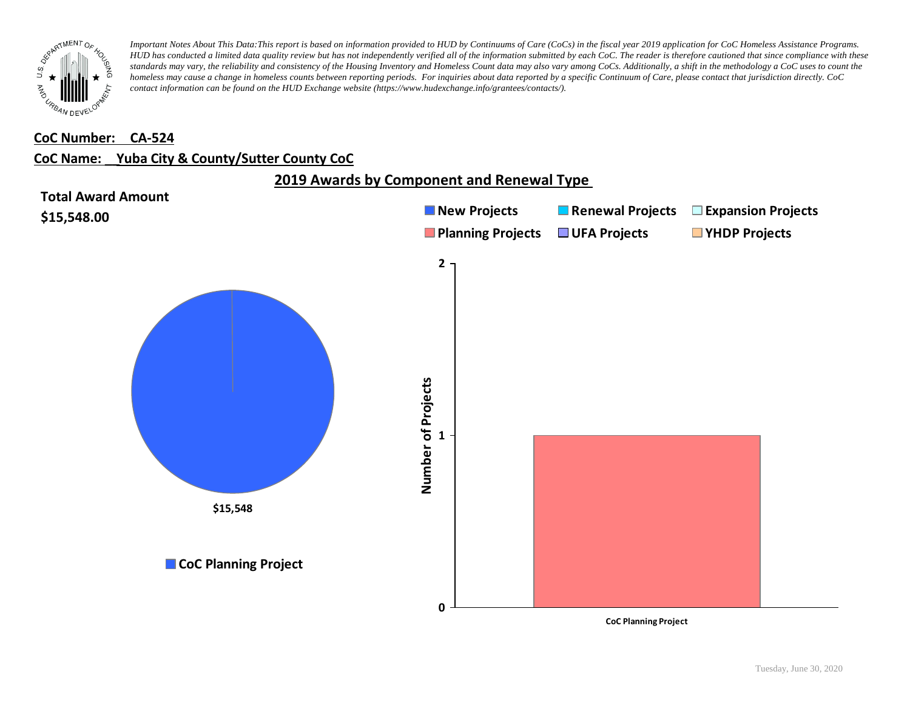*Important Notes About This Data:This report is based on information provided to HUD by Continuums of Care (CoCs) in the fiscal year 2019 application for CoC Homeless Assistance Programs. HUD has conducted a limited data quality review but has not independently verified all of the information submitted by each CoC. The reader is therefore cautioned that since compliance with these standards may vary, the reliability and consistency of the Housing Inventory and Homeless Count data may also vary among CoCs. Additionally, a shift in the methodology a CoC uses to count the homeless may cause a change in homeless counts between reporting periods. For inquiries about data reported by a specific Continuum of Care, please contact that jurisdiction directly. CoC contact information can be found on the HUD Exchange website (https://www.hudexchange.info/grantees/contacts/).*

**CoC Number: CA-524**

**CoC Name: Yuba City & County/Sutter County CoC**

## 2019 Awards by Component and Renewal Type

**Total Award Amount**

**$15,548.00**

$15,548

CoC Planning Project

New Projects | Renewal Projects | Expansion Projects | Planning Projects | UFA Projects | YHDP Projects

Number of Projects

2

1

0

CoC Planning Project

Tuesday, June 30, 2020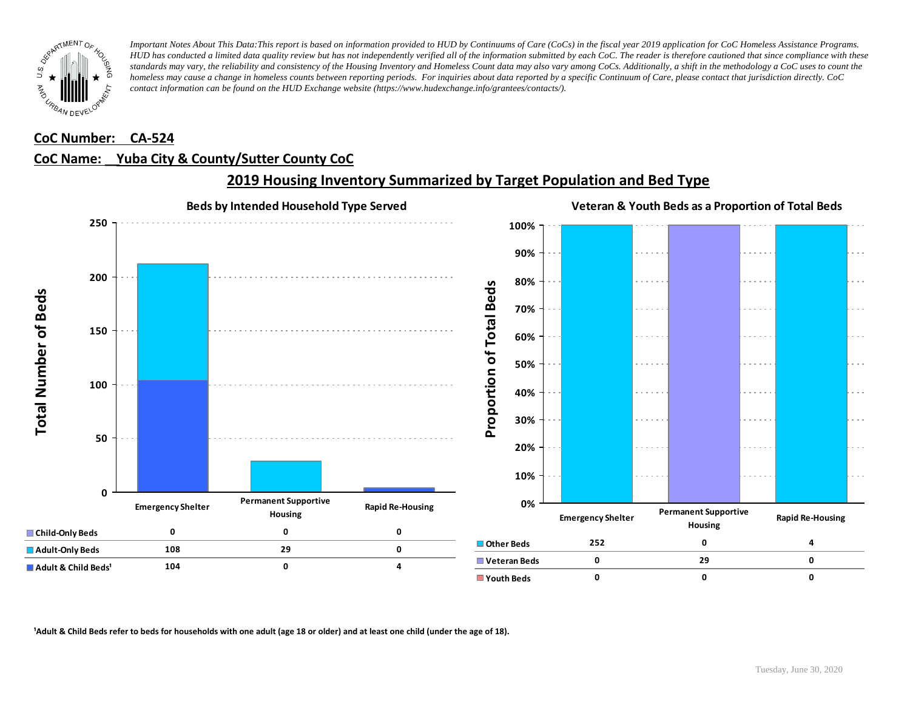*Important Notes About This Data:This report is based on information provided to HUD by Continuums of Care (CoCs) in the fiscal year 2019 application for CoC Homeless Assistance Programs. HUD has conducted a limited data quality review but has not independently verified all of the information submitted by each CoC. The reader is therefore cautioned that since compliance with these standards may vary, the reliability and consistency of the Housing Inventory and Homeless Count data may also vary among CoCs. Additionally, a shift in the methodology a CoC uses to count the homeless may cause a change in homeless counts between reporting periods. For inquiries about data reported by a specific Continuum of Care, please contact that jurisdiction directly. CoC contact information can be found on the HUD Exchange website (https://www.hudexchange.info/grantees/contacts/).*

**CoC Number: CA-524**

**CoC Name: Yuba City & County/Sutter County CoC**

## 2019 Housing Inventory Summarized by Target Population and Bed Type

### Beds by Intended Household Type Served

| | Emergency Shelter | Permanent Supportive Housing | Rapid Re-Housing |
|---|---|---|---|
| Child-Only Beds | 0 | 0 | 0 |
| Adult-Only Beds | 108 | 29 | 0 |
| Adult & Child Beds[1] | 104 | 0 | 4 |

### Veteran & Youth Beds as a Proportion of Total Beds

| | Emergency Shelter | Permanent Supportive Housing | Rapid Re-Housing |
|---|---|---|---|
| Other Beds | 252 | 0 | 4 |
| Veteran Beds | 0 | 29 | 0 |
| Youth Beds | 0 | 0 | 0 |

[1]Adult & Child Beds refer to beds for households with one adult (age 18 or older) and at least one child (under the age of 18).

Tuesday, June 30, 2020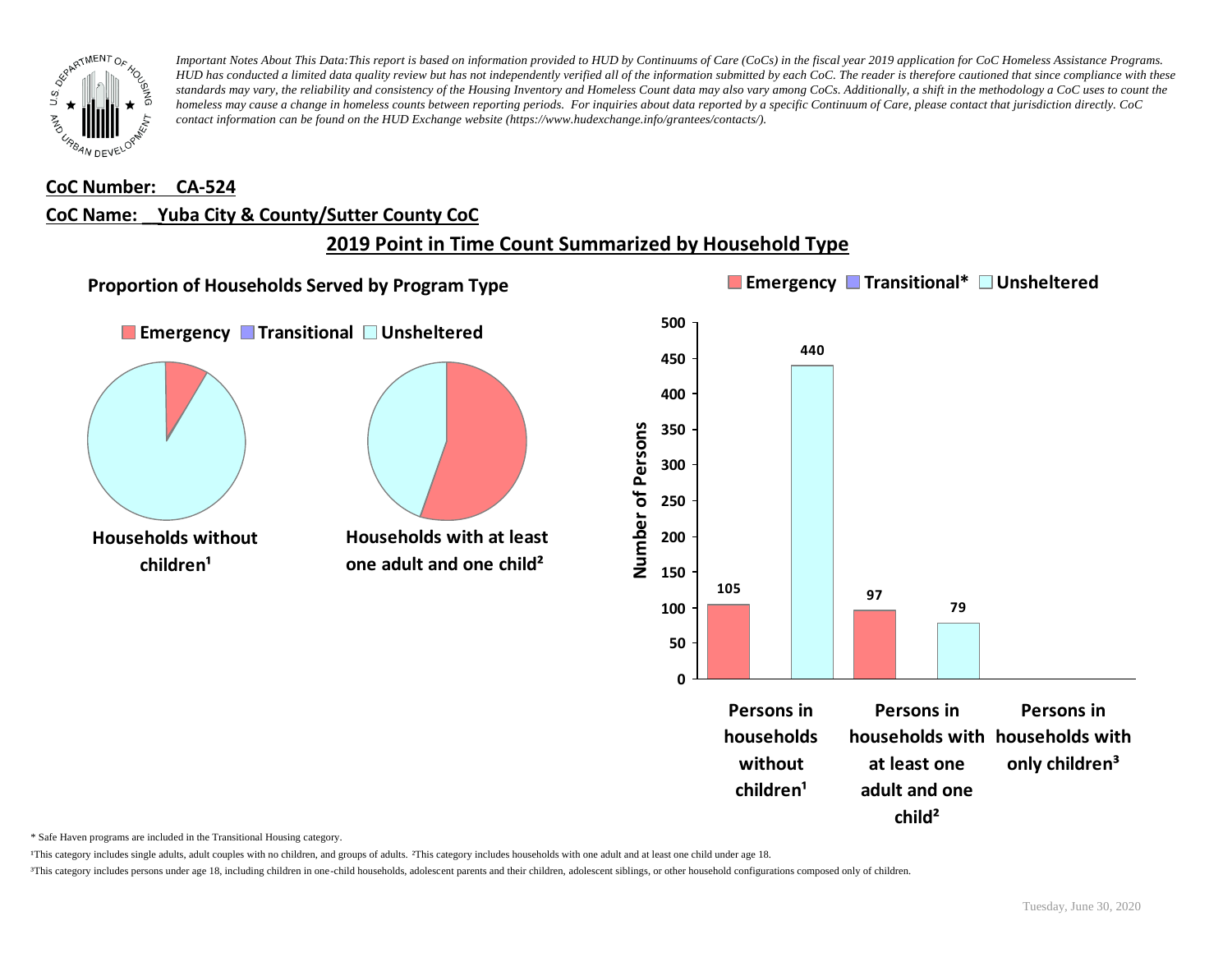*Important Notes About This Data:This report is based on information provided to HUD by Continuums of Care (CoCs) in the fiscal year 2019 application for CoC Homeless Assistance Programs. HUD has conducted a limited data quality review but has not independently verified all of the information submitted by each CoC. The reader is therefore cautioned that since compliance with these standards may vary, the reliability and consistency of the Housing Inventory and Homeless Count data may also vary among CoCs. Additionally, a shift in the methodology a CoC uses to count the homeless may cause a change in homeless counts between reporting periods. For inquiries about data reported by a specific Continuum of Care, please contact that jurisdiction directly. CoC contact information can be found on the HUD Exchange website (https://www.hudexchange.info/grantees/contacts/).*

**CoC Number: CA-524**

**CoC Name: Yuba City & County/Sutter County CoC**

## 2019 Point in Time Count Summarized by Household Type

### Proportion of Households Served by Program Type

Emergency | Transitional | Unsheltered

Households without children[1]

Households with at least one adult and one child[2]

Emergency | Transitional* | Unsheltered

| | Emergency | Transitional* | Unsheltered |
|---|---|---|---|
| Persons in households without children[1] | 105 | | 440 |
| Persons in households with at least one adult and one child[2] | 97 | | 79 |
| Persons in households with only children[3] | | | |

\* Safe Haven programs are included in the Transitional Housing category.

[1]This category includes single adults, adult couples with no children, and groups of adults. [2]This category includes households with one adult and at least one child under age 18.

[3]This category includes persons under age 18, including children in one-child households, adolescent parents and their children, adolescent siblings, or other household configurations composed only of children.

Tuesday, June 30, 2020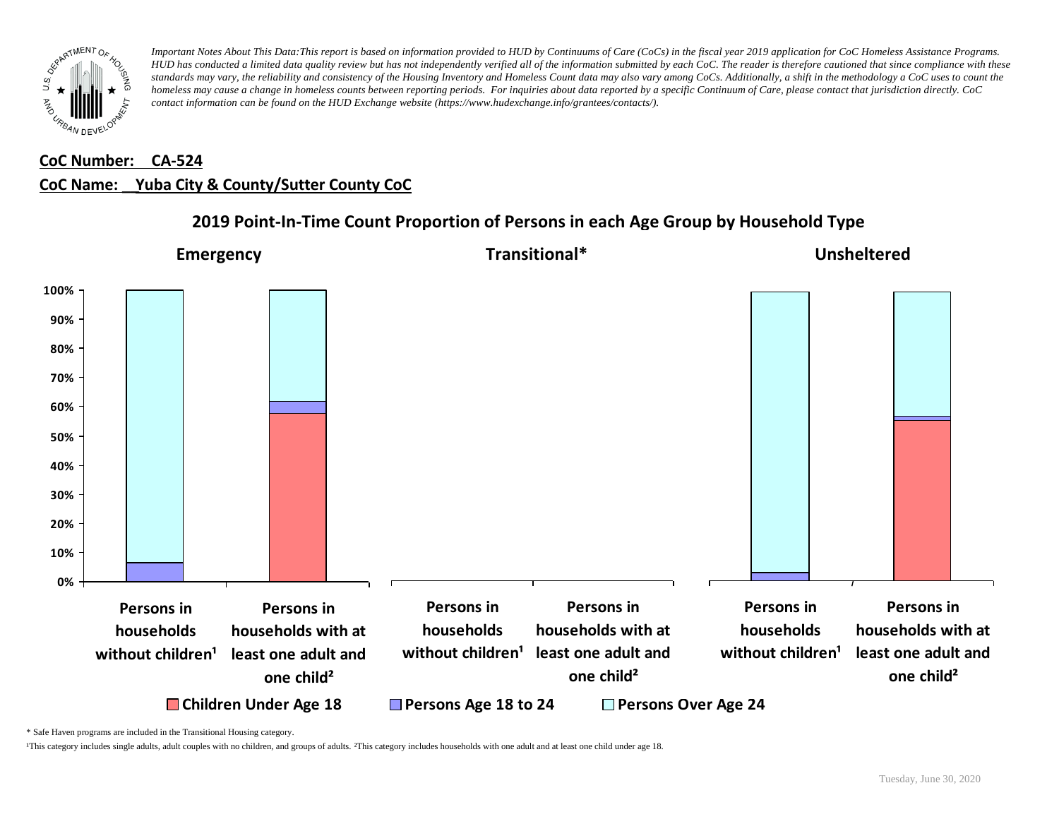*Important Notes About This Data:This report is based on information provided to HUD by Continuums of Care (CoCs) in the fiscal year 2019 application for CoC Homeless Assistance Programs. HUD has conducted a limited data quality review but has not independently verified all of the information submitted by each CoC. The reader is therefore cautioned that since compliance with these standards may vary, the reliability and consistency of the Housing Inventory and Homeless Count data may also vary among CoCs. Additionally, a shift in the methodology a CoC uses to count the homeless may cause a change in homeless counts between reporting periods. For inquiries about data reported by a specific Continuum of Care, please contact that jurisdiction directly. CoC contact information can be found on the HUD Exchange website (https://www.hudexchange.info/grantees/contacts/).*

**CoC Number: CA-524**

**CoC Name: Yuba City & County/Sutter County CoC**

## 2019 Point-In-Time Count Proportion of Persons in each Age Group by Household Type

**Emergency** | **Transitional*** | **Unsheltered**

100% | 90% | 80% | 70% | 60% | 50% | 40% | 30% | 20% | 10% | 0%

Persons in households without children¹ | Persons in households with at least one adult and one child² | Persons in households without children¹ | Persons in households with at least one adult and one child² | Persons in households without children¹ | Persons in households with at least one adult and one child²

Children Under Age 18 | Persons Age 18 to 24 | Persons Over Age 24

\* Safe Haven programs are included in the Transitional Housing category.

¹This category includes single adults, adult couples with no children, and groups of adults. ²This category includes households with one adult and at least one child under age 18.

Tuesday, June 30, 2020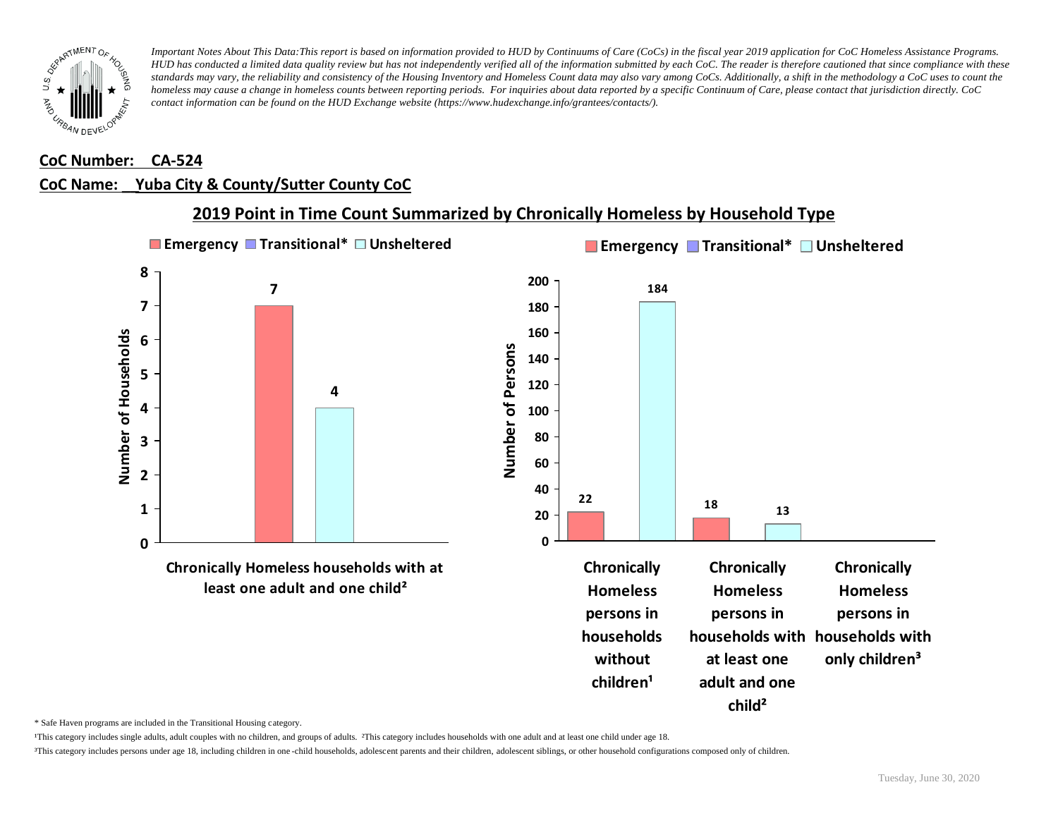*Important Notes About This Data:This report is based on information provided to HUD by Continuums of Care (CoCs) in the fiscal year 2019 application for CoC Homeless Assistance Programs. HUD has conducted a limited data quality review but has not independently verified all of the information submitted by each CoC. The reader is therefore cautioned that since compliance with these standards may vary, the reliability and consistency of the Housing Inventory and Homeless Count data may also vary among CoCs. Additionally, a shift in the methodology a CoC uses to count the homeless may cause a change in homeless counts between reporting periods. For inquiries about data reported by a specific Continuum of Care, please contact that jurisdiction directly. CoC contact information can be found on the HUD Exchange website (https://www.hudexchange.info/grantees/contacts/).*

**CoC Number: CA-524**

**CoC Name: Yuba City & County/Sutter County CoC**

## 2019 Point in Time Count Summarized by Chronically Homeless by Household Type

| Number of Households | Emergency | Transitional* | Unsheltered |
| --- | --- | --- | --- |
| Chronically Homeless households with at least one adult and one child² | 7 | | 4 |

| Number of Persons | Emergency | Transitional* | Unsheltered |
| --- | --- | --- | --- |
| Chronically Homeless persons in households without children¹ | 22 | | 184 |
| Chronically Homeless persons in households with at least one adult and one child² | 18 | | 13 |
| Chronically Homeless persons in households with only children³ | | | |

\* Safe Haven programs are included in the Transitional Housing category.

¹This category includes single adults, adult couples with no children, and groups of adults. ²This category includes households with one adult and at least one child under age 18.

³This category includes persons under age 18, including children in one-child households, adolescent parents and their children, adolescent siblings, or other household configurations composed only of children.

Tuesday, June 30, 2020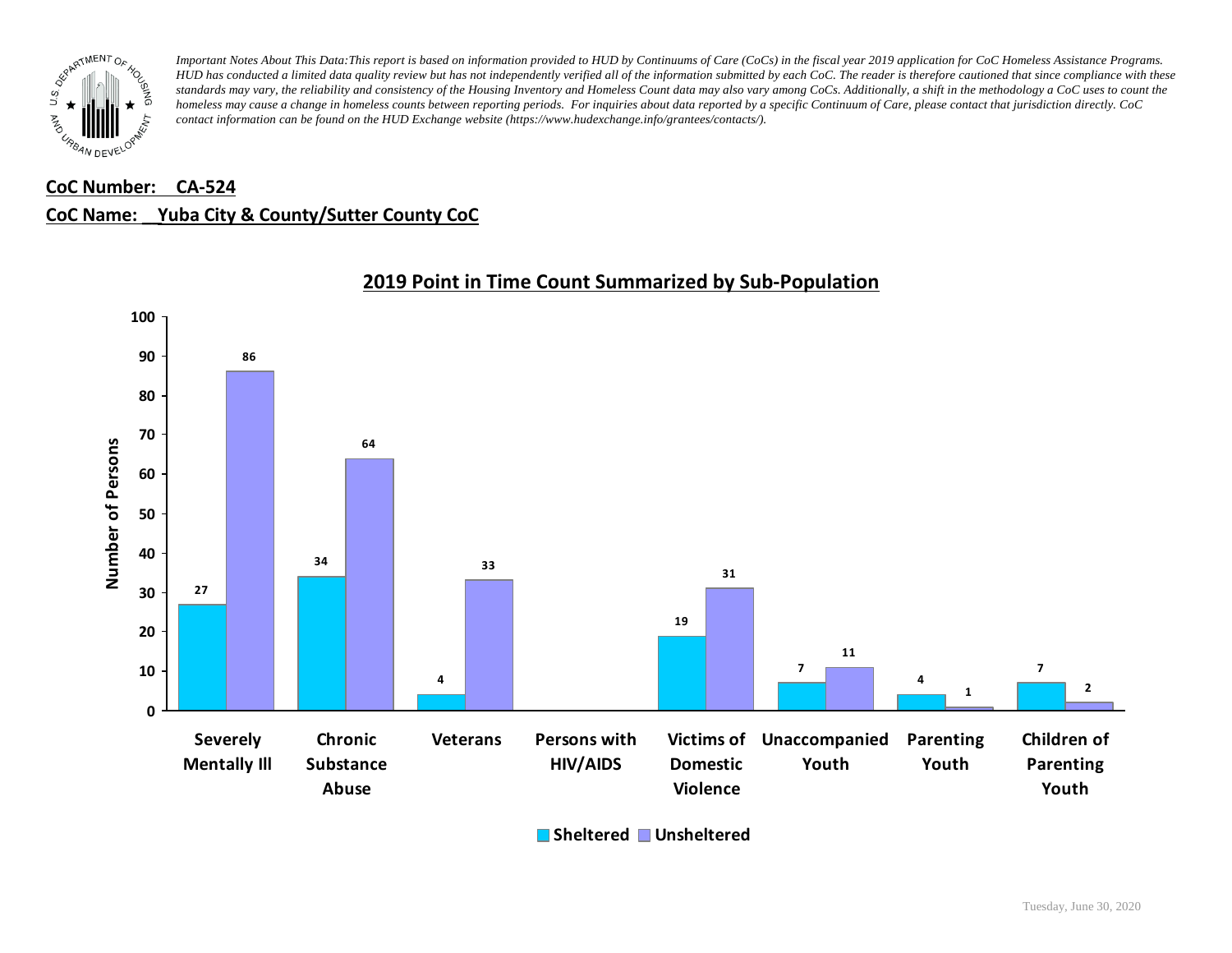*Important Notes About This Data:This report is based on information provided to HUD by Continuums of Care (CoCs) in the fiscal year 2019 application for CoC Homeless Assistance Programs. HUD has conducted a limited data quality review but has not independently verified all of the information submitted by each CoC. The reader is therefore cautioned that since compliance with these standards may vary, the reliability and consistency of the Housing Inventory and Homeless Count data may also vary among CoCs. Additionally, a shift in the methodology a CoC uses to count the homeless may cause a change in homeless counts between reporting periods. For inquiries about data reported by a specific Continuum of Care, please contact that jurisdiction directly. CoC contact information can be found on the HUD Exchange website (https://www.hudexchange.info/grantees/contacts/).*

**CoC Number: CA-524**

**CoC Name: Yuba City & County/Sutter County CoC**

## 2019 Point in Time Count Summarized by Sub-Population

Number of Persons

0
10
20
30
40
50
60
70
80
90
100

Severely Mentally Ill: 27, 86

Chronic Substance Abuse: 34, 64

Veterans: 4, 33

Persons with HIV/AIDS

Victims of Domestic Violence: 19, 31

Unaccompanied Youth: 7, 11

Parenting Youth: 4, 1

Children of Parenting Youth: 7, 2

Sheltered Unsheltered

Tuesday, June 30, 2020